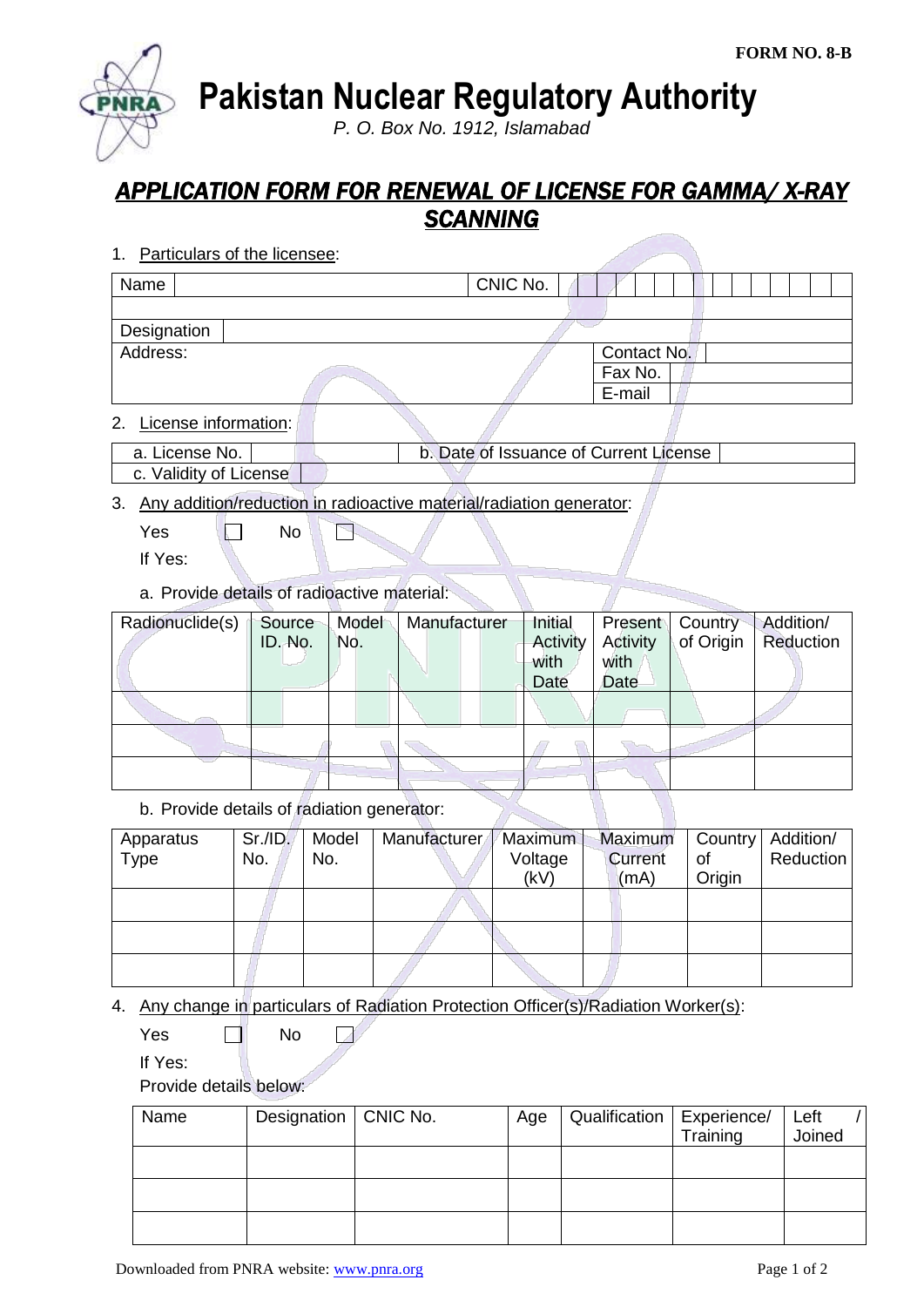FORM NO. 8-B

# Pakistan Nuclear Regulatory Authority

*P. O. Box No. 1912, Islamabad*

## *APPLICATION FORM FOR RENEWAL OF LICENSE FOR GAMMA/ X-RAY SCANNING*

1. Particulars of the licensee:

| | | | | |
|---|---|---|---|---|
| Name | | CNIC No. | | |
| | | | | |
| Designation | | | | |
| Address: | | | Contact No. | |
| | | | Fax No. | |
| | | | E-mail | |

2. License information:

| | | | |
|---|---|---|---|
| a. License No. | | b. Date of Issuance of Current License | |
| c. Validity of License | | | |

3. Any addition/reduction in radioactive material/radiation generator:

Yes ☐ No ☐

If Yes:

a. Provide details of radioactive material:

| Radionuclide(s) | Source ID. No. | Model No. | Manufacturer | Initial Activity with Date | Present Activity with Date | Country of Origin | Addition/ Reduction |
|---|---|---|---|---|---|---|---|
| | | | | | | | |
| | | | | | | | |
| | | | | | | | |

b. Provide details of radiation generator:

| Apparatus Type | Sr./ID. No. | Model No. | Manufacturer | Maximum Voltage (kV) | Maximum Current (mA) | Country of Origin | Addition/ Reduction |
|---|---|---|---|---|---|---|---|
| | | | | | | | |
| | | | | | | | |
| | | | | | | | |

4. Any change in particulars of Radiation Protection Officer(s)/Radiation Worker(s):

Yes ☐ No ☐

If Yes:

Provide details below:

| Name | Designation | CNIC No. | Age | Qualification | Experience/ Training | Left / Joined |
|---|---|---|---|---|---|---|
| | | | | | | |
| | | | | | | |
| | | | | | | |

Downloaded from PNRA website: www.pnra.org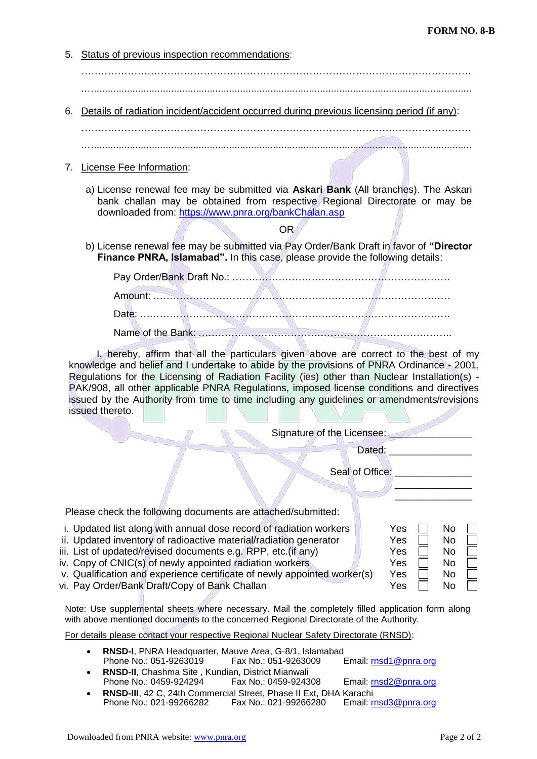5. Status of previous inspection recommendations:

………………………………………………………………………………………………………

………………………………………………………………………………………………………

6. Details of radiation incident/accident occurred during previous licensing period (if any):

………………………………………………………………………………………………………

………………………………………………………………………………………………………

7. License Fee Information:

   a) License renewal fee may be submitted via **Askari Bank** (All branches). The Askari bank challan may be obtained from respective Regional Directorate or may be downloaded from: https://www.pnra.org/bankChalan.asp

   OR

   b) License renewal fee may be submitted via Pay Order/Bank Draft in favor of **"Director Finance PNRA, Islamabad".** In this case, please provide the following details:

   Pay Order/Bank Draft No.: …………………………………………………………

   Amount: ……………………………………………………………………………

   Date: ………………………………………………………………………………

   Name of the Bank: …………………………………………………………………

I, hereby, affirm that all the particulars given above are correct to the best of my knowledge and belief and I undertake to abide by the provisions of PNRA Ordinance - 2001, Regulations for the Licensing of Radiation Facility (ies) other than Nuclear Installation(s) - PAK/908, all other applicable PNRA Regulations, imposed license conditions and directives issued by the Authority from time to time including any guidelines or amendments/revisions issued thereto.

Signature of the Licensee: _______________

Dated: _______________

Seal of Office: _______________

_______________

_______________

Please check the following documents are attached/submitted:

| | | |
|---|---|---|
| i. Updated list along with annual dose record of radiation workers | Yes ☐ | No ☐ |
| ii. Updated inventory of radioactive material/radiation generator | Yes ☐ | No ☐ |
| iii. List of updated/revised documents e.g. RPP, etc.(if any) | Yes ☐ | No ☐ |
| iv. Copy of CNIC(s) of newly appointed radiation workers | Yes ☐ | No ☐ |
| v. Qualification and experience certificate of newly appointed worker(s) | Yes ☐ | No ☐ |
| vi. Pay Order/Bank Draft/Copy of Bank Challan | Yes ☐ | No ☐ |

Note: Use supplemental sheets where necessary. Mail the completely filled application form along with above mentioned documents to the concerned Regional Directorate of the Authority.

For details please contact your respective Regional Nuclear Safety Directorate (RNSD):

- **RNSD-I**, PNRA Headquarter, Mauve Area, G-8/1, Islamabad
  Phone No.: 051-9263019 Fax No.: 051-9263009 Email: rnsd1@pnra.org
- **RNSD-II**, Chashma Site , Kundian, District Mianwali
  Phone No.: 0459-924294 Fax No.: 0459-924308 Email: rnsd2@pnra.org
- **RNSD-III**, 42 C, 24th Commercial Street, Phase II Ext, DHA Karachi
  Phone No.: 021-99266282 Fax No.: 021-99266280 Email: rnsd3@pnra.org